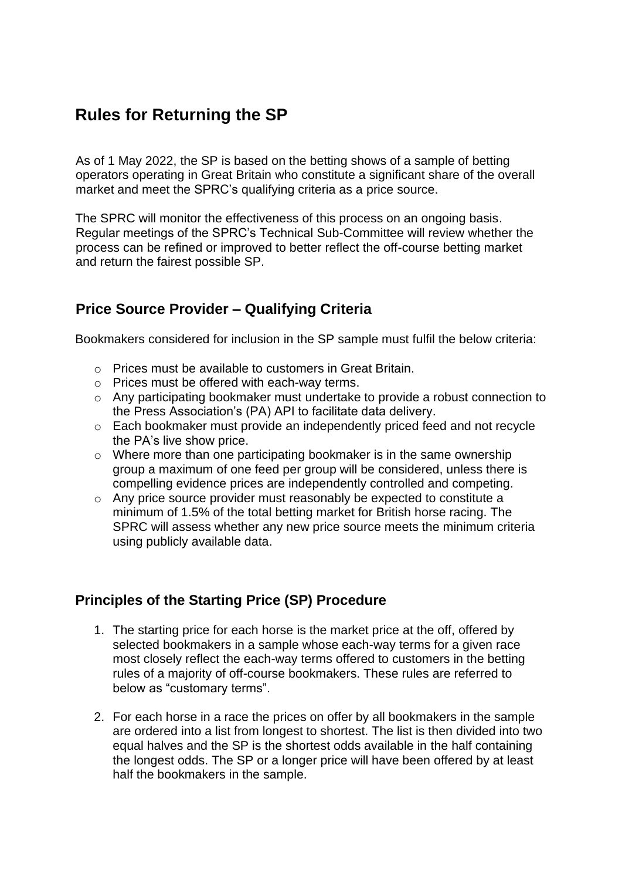# Rules for Returning the SP

As of 1 May 2022, the SP is based on the betting shows of a sample of betting operators operating in Great Britain who constitute a significant share of the overall market and meet the SPRC's qualifying criteria as a price source.

The SPRC will monitor the effectiveness of this process on an ongoing basis. Regular meetings of the SPRC's Technical Sub-Committee will review whether the process can be refined or improved to better reflect the off-course betting market and return the fairest possible SP.

## Price Source Provider – Qualifying Criteria

Bookmakers considered for inclusion in the SP sample must fulfil the below criteria:

- Prices must be available to customers in Great Britain.
- Prices must be offered with each-way terms.
- Any participating bookmaker must undertake to provide a robust connection to the Press Association's (PA) API to facilitate data delivery.
- Each bookmaker must provide an independently priced feed and not recycle the PA's live show price.
- Where more than one participating bookmaker is in the same ownership group a maximum of one feed per group will be considered, unless there is compelling evidence prices are independently controlled and competing.
- Any price source provider must reasonably be expected to constitute a minimum of 1.5% of the total betting market for British horse racing. The SPRC will assess whether any new price source meets the minimum criteria using publicly available data.

## Principles of the Starting Price (SP) Procedure

1. The starting price for each horse is the market price at the off, offered by selected bookmakers in a sample whose each-way terms for a given race most closely reflect the each-way terms offered to customers in the betting rules of a majority of off-course bookmakers. These rules are referred to below as "customary terms".

2. For each horse in a race the prices on offer by all bookmakers in the sample are ordered into a list from longest to shortest. The list is then divided into two equal halves and the SP is the shortest odds available in the half containing the longest odds. The SP or a longer price will have been offered by at least half the bookmakers in the sample.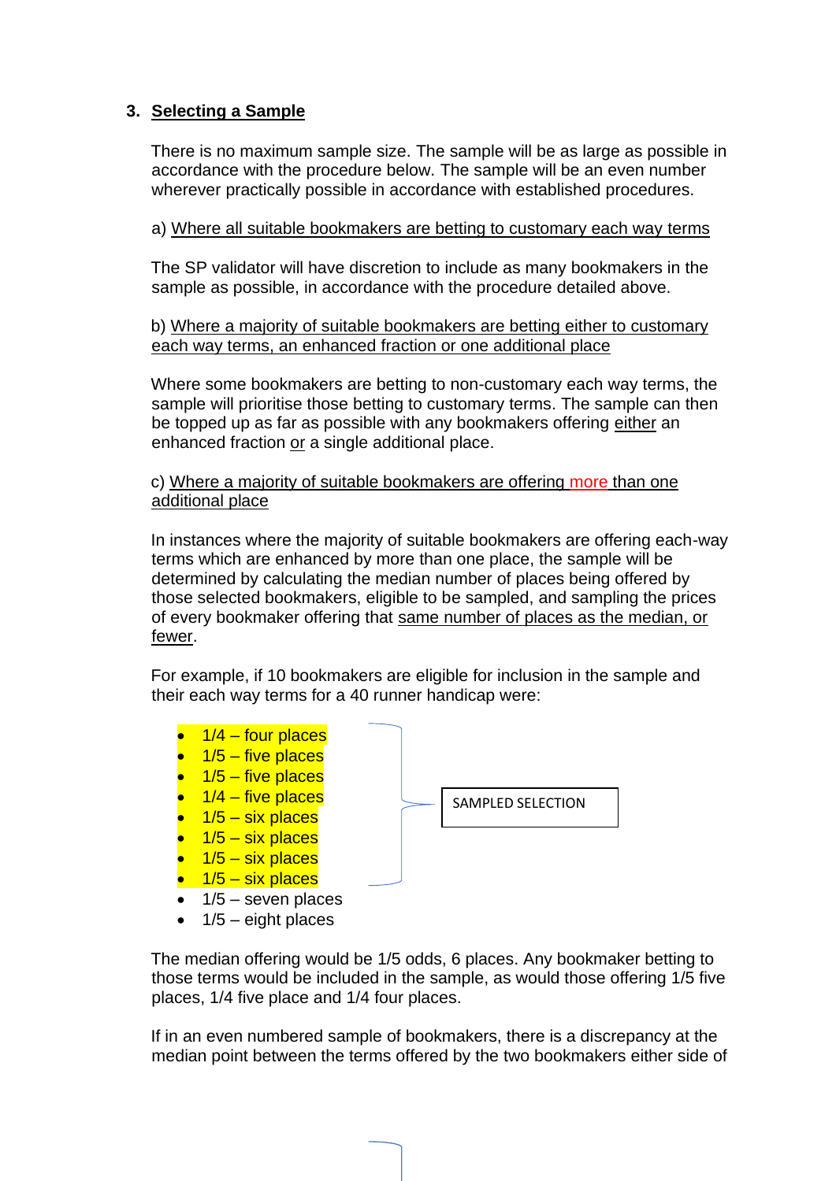## 3. Selecting a Sample

There is no maximum sample size. The sample will be as large as possible in accordance with the procedure below. The sample will be an even number wherever practically possible in accordance with established procedures.

a) Where all suitable bookmakers are betting to customary each way terms

The SP validator will have discretion to include as many bookmakers in the sample as possible, in accordance with the procedure detailed above.

b) Where a majority of suitable bookmakers are betting either to customary each way terms, an enhanced fraction or one additional place

Where some bookmakers are betting to non-customary each way terms, the sample will prioritise those betting to customary terms. The sample can then be topped up as far as possible with any bookmakers offering either an enhanced fraction or a single additional place.

c) Where a majority of suitable bookmakers are offering more than one additional place

In instances where the majority of suitable bookmakers are offering each-way terms which are enhanced by more than one place, the sample will be determined by calculating the median number of places being offered by those selected bookmakers, eligible to be sampled, and sampling the prices of every bookmaker offering that same number of places as the median, or fewer.

For example, if 10 bookmakers are eligible for inclusion in the sample and their each way terms for a 40 runner handicap were:

- 1/4 – four places
- 1/5 – five places
- 1/5 – five places
- 1/4 – five places
- 1/5 – six places
- 1/5 – six places
- 1/5 – six places
- 1/5 – six places
- 1/5 – seven places
- 1/5 – eight places

SAMPLED SELECTION (the first eight entries above)

The median offering would be 1/5 odds, 6 places. Any bookmaker betting to those terms would be included in the sample, as would those offering 1/5 five places, 1/4 five place and 1/4 four places.

If in an even numbered sample of bookmakers, there is a discrepancy at the median point between the terms offered by the two bookmakers either side of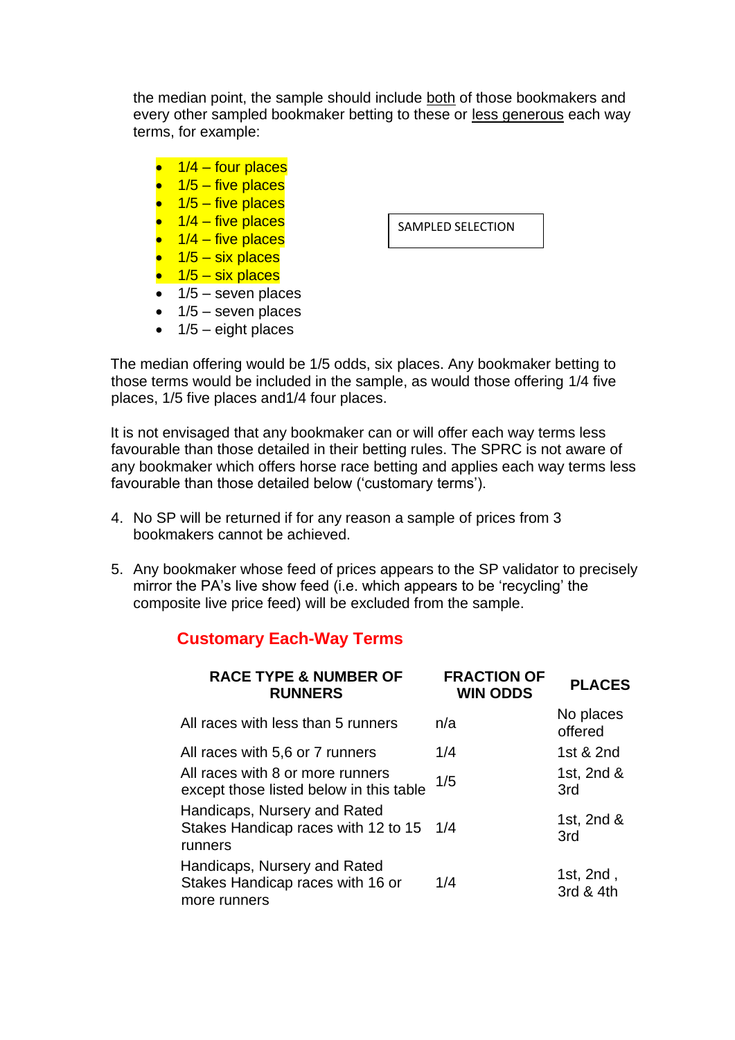the median point, the sample should include both of those bookmakers and every other sampled bookmaker betting to these or less generous each way terms, for example:

- 1/4 – four places
- 1/5 – five places
- 1/5 – five places
- 1/4 – five places
- 1/4 – five places
- 1/5 – six places
- 1/5 – six places
- 1/5 – seven places
- 1/5 – seven places
- 1/5 – eight places

SAMPLED SELECTION

The median offering would be 1/5 odds, six places. Any bookmaker betting to those terms would be included in the sample, as would those offering 1/4 five places, 1/5 five places and1/4 four places.

It is not envisaged that any bookmaker can or will offer each way terms less favourable than those detailed in their betting rules. The SPRC is not aware of any bookmaker which offers horse race betting and applies each way terms less favourable than those detailed below ('customary terms').

4. No SP will be returned if for any reason a sample of prices from 3 bookmakers cannot be achieved.

5. Any bookmaker whose feed of prices appears to the SP validator to precisely mirror the PA's live show feed (i.e. which appears to be 'recycling' the composite live price feed) will be excluded from the sample.

## Customary Each-Way Terms

| RACE TYPE & NUMBER OF RUNNERS | FRACTION OF WIN ODDS | PLACES |
|---|---|---|
| All races with less than 5 runners | n/a | No places offered |
| All races with 5,6 or 7 runners | 1/4 | 1st & 2nd |
| All races with 8 or more runners except those listed below in this table | 1/5 | 1st, 2nd & 3rd |
| Handicaps, Nursery and Rated Stakes Handicap races with 12 to 15 runners | 1/4 | 1st, 2nd & 3rd |
| Handicaps, Nursery and Rated Stakes Handicap races with 16 or more runners | 1/4 | 1st, 2nd , 3rd & 4th |